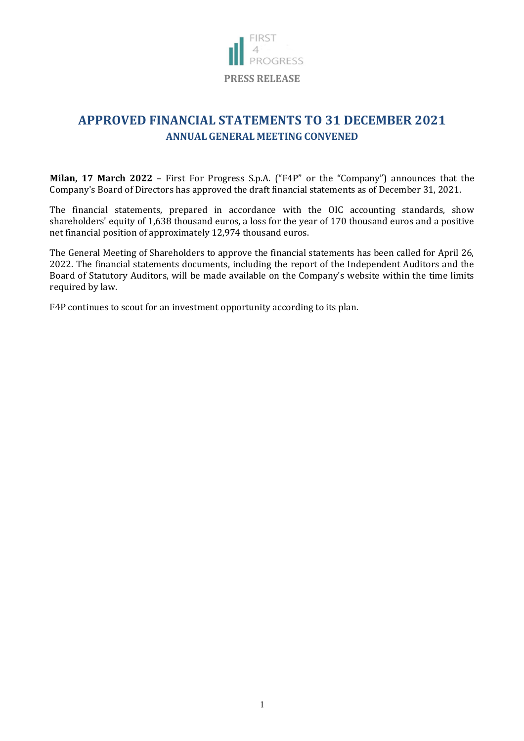FIRST 4 PROGRESS

**PRESS RELEASE**

# APPROVED FINANCIAL STATEMENTS TO 31 DECEMBER 2021

## ANNUAL GENERAL MEETING CONVENED

**Milan, 17 March 2022** – First For Progress S.p.A. ("F4P" or the "Company") announces that the Company's Board of Directors has approved the draft financial statements as of December 31, 2021.

The financial statements, prepared in accordance with the OIC accounting standards, show shareholders' equity of 1,638 thousand euros, a loss for the year of 170 thousand euros and a positive net financial position of approximately 12,974 thousand euros.

The General Meeting of Shareholders to approve the financial statements has been called for April 26, 2022. The financial statements documents, including the report of the Independent Auditors and the Board of Statutory Auditors, will be made available on the Company's website within the time limits required by law.

F4P continues to scout for an investment opportunity according to its plan.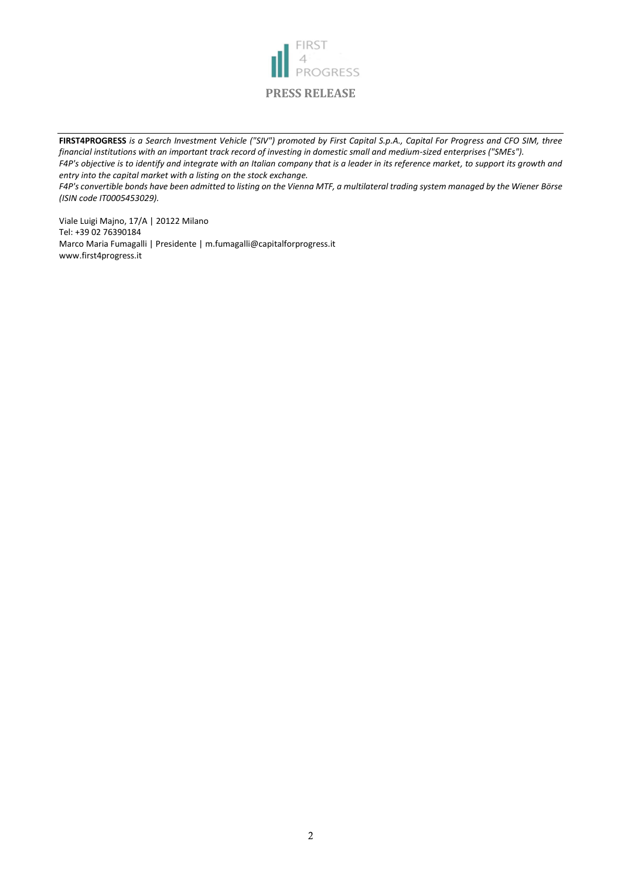FIRST
4
PROGRESS

# PRESS RELEASE

---

**FIRST4PROGRESS** *is a Search Investment Vehicle ("SIV") promoted by First Capital S.p.A., Capital For Progress and CFO SIM, three financial institutions with an important track record of investing in domestic small and medium-sized enterprises ("SMEs").*
*F4P's objective is to identify and integrate with an Italian company that is a leader in its reference market, to support its growth and entry into the capital market with a listing on the stock exchange.*
*F4P's convertible bonds have been admitted to listing on the Vienna MTF, a multilateral trading system managed by the Wiener Börse (ISIN code IT0005453029).*

Viale Luigi Majno, 17/A | 20122 Milano
Tel: +39 02 76390184
Marco Maria Fumagalli | Presidente | m.fumagalli@capitalforprogress.it
www.first4progress.it